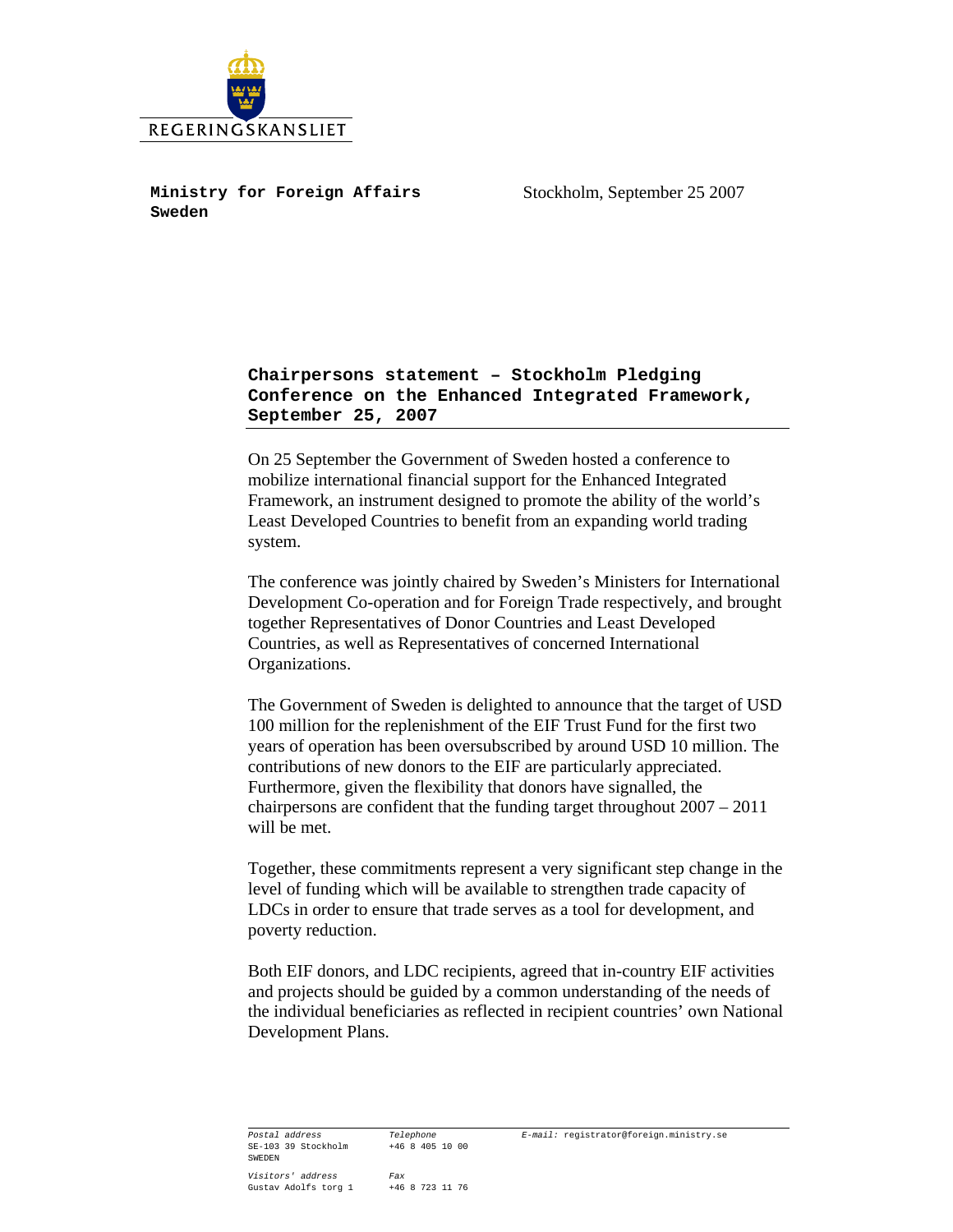REGERINGSKANSLIET

**Ministry for Foreign Affairs**
**Sweden**

Stockholm, September 25 2007

## Chairpersons statement – Stockholm Pledging Conference on the Enhanced Integrated Framework, September 25, 2007

On 25 September the Government of Sweden hosted a conference to mobilize international financial support for the Enhanced Integrated Framework, an instrument designed to promote the ability of the world's Least Developed Countries to benefit from an expanding world trading system.

The conference was jointly chaired by Sweden's Ministers for International Development Co-operation and for Foreign Trade respectively, and brought together Representatives of Donor Countries and Least Developed Countries, as well as Representatives of concerned International Organizations.

The Government of Sweden is delighted to announce that the target of USD 100 million for the replenishment of the EIF Trust Fund for the first two years of operation has been oversubscribed by around USD 10 million. The contributions of new donors to the EIF are particularly appreciated. Furthermore, given the flexibility that donors have signalled, the chairpersons are confident that the funding target throughout 2007 – 2011 will be met.

Together, these commitments represent a very significant step change in the level of funding which will be available to strengthen trade capacity of LDCs in order to ensure that trade serves as a tool for development, and poverty reduction.

Both EIF donors, and LDC recipients, agreed that in-country EIF activities and projects should be guided by a common understanding of the needs of the individual beneficiaries as reflected in recipient countries' own National Development Plans.

*Postal address*
SE-103 39 Stockholm
SWEDEN

*Visitors' address*
Gustav Adolfs torg 1

*Telephone*
+46 8 405 10 00

*Fax*
+46 8 723 11 76

*E-mail:* registrator@foreign.ministry.se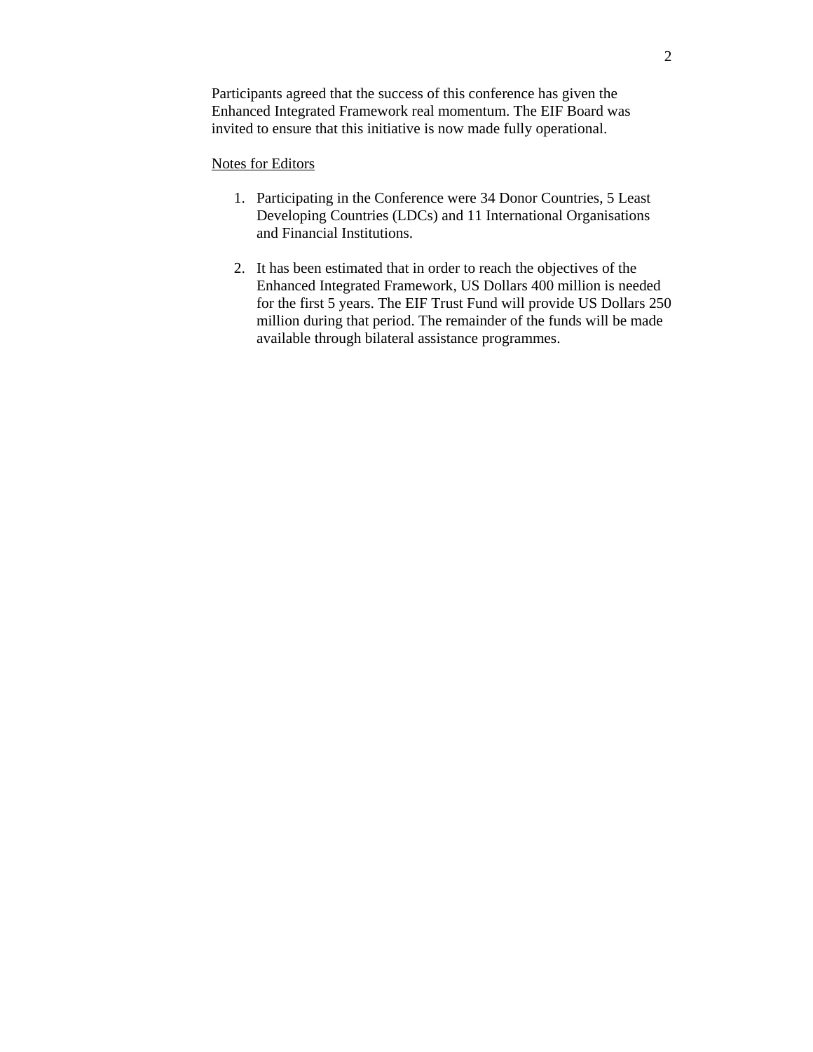Participants agreed that the success of this conference has given the Enhanced Integrated Framework real momentum. The EIF Board was invited to ensure that this initiative is now made fully operational.

Notes for Editors

1. Participating in the Conference were 34 Donor Countries, 5 Least Developing Countries (LDCs) and 11 International Organisations and Financial Institutions.

2. It has been estimated that in order to reach the objectives of the Enhanced Integrated Framework, US Dollars 400 million is needed for the first 5 years. The EIF Trust Fund will provide US Dollars 250 million during that period. The remainder of the funds will be made available through bilateral assistance programmes.